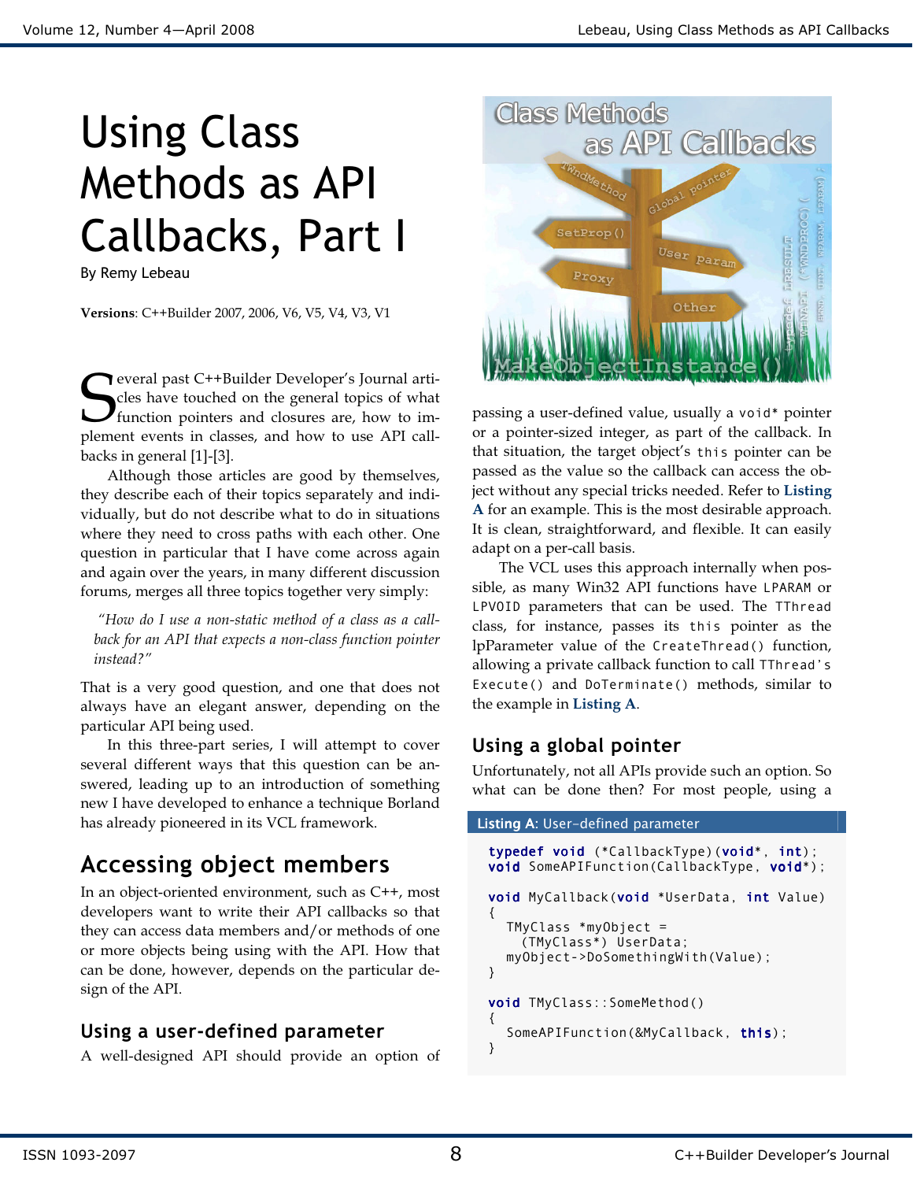# Using Class Methods as API Callbacks, Part I

By Remy Lebeau

**Versions**: C++Builder 2007, 2006, V6, V5, V4, V3, V1

Several past C++Builder Developer's Journal articles have touched on the general topics of what function pointers and closures are, how to implement events in classes, and how to use API callbacks in general [1]-[3].

Although those articles are good by themselves, they describe each of their topics separately and individually, but do not describe what to do in situations where they need to cross paths with each other. One question in particular that I have come across again and again over the years, in many different discussion forums, merges all three topics together very simply:

> *"How do I use a non-static method of a class as a callback for an API that expects a non-class function pointer instead?"*

That is a very good question, and one that does not always have an elegant answer, depending on the particular API being used.

In this three-part series, I will attempt to cover several different ways that this question can be answered, leading up to an introduction of something new I have developed to enhance a technique Borland has already pioneered in its VCL framework.

## Accessing object members

In an object-oriented environment, such as C++, most developers want to write their API callbacks so that they can access data members and/or methods of one or more objects being using with the API. How that can be done, however, depends on the particular design of the API.

### Using a user-defined parameter

A well-designed API should provide an option of passing a user-defined value, usually a `void*` pointer or a pointer-sized integer, as part of the callback. In that situation, the target object's `this` pointer can be passed as the value so the callback can access the object without any special tricks needed. Refer to **Listing A** for an example. This is the most desirable approach. It is clean, straightforward, and flexible. It can easily adapt on a per-call basis.

The VCL uses this approach internally when possible, as many Win32 API functions have `LPARAM` or `LPVOID` parameters that can be used. The `TThread` class, for instance, passes its `this` pointer as the lpParameter value of the `CreateThread()` function, allowing a private callback function to call `TThread's Execute()` and `DoTerminate()` methods, similar to the example in **Listing A**.

### Using a global pointer

Unfortunately, not all APIs provide such an option. So what can be done then? For most people, using a

**Listing A**: User-defined parameter

```
typedef void (*CallbackType)(void*, int);
void SomeAPIFunction(CallbackType, void*);

void MyCallback(void *UserData, int Value)
{
   TMyClass *myObject =
     (TMyClass*) UserData;
   myObject->DoSomethingWith(Value);
}

void TMyClass::SomeMethod()
{
   SomeAPIFunction(&MyCallback, this);
}
```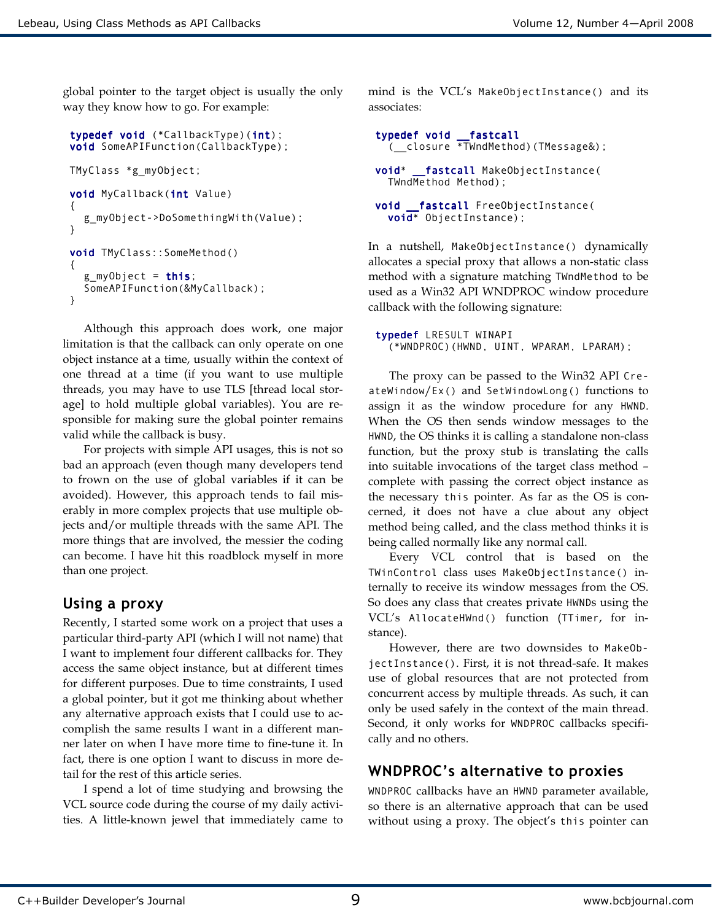global pointer to the target object is usually the only way they know how to go. For example:

```
typedef void (*CallbackType)(int);
void SomeAPIFunction(CallbackType);

TMyClass *g_myObject;

void MyCallback(int Value)
{
   g_myObject->DoSomethingWith(Value);
}

void TMyClass::SomeMethod()
{
   g_myObject = this;
   SomeAPIFunction(&MyCallback);
}
```

Although this approach does work, one major limitation is that the callback can only operate on one object instance at a time, usually within the context of one thread at a time (if you want to use multiple threads, you may have to use TLS [thread local storage] to hold multiple global variables). You are responsible for making sure the global pointer remains valid while the callback is busy.

For projects with simple API usages, this is not so bad an approach (even though many developers tend to frown on the use of global variables if it can be avoided). However, this approach tends to fail miserably in more complex projects that use multiple objects and/or multiple threads with the same API. The more things that are involved, the messier the coding can become. I have hit this roadblock myself in more than one project.

## Using a proxy

Recently, I started some work on a project that uses a particular third-party API (which I will not name) that I want to implement four different callbacks for. They access the same object instance, but at different times for different purposes. Due to time constraints, I used a global pointer, but it got me thinking about whether any alternative approach exists that I could use to accomplish the same results I want in a different manner later on when I have more time to fine-tune it. In fact, there is one option I want to discuss in more detail for the rest of this article series.

I spend a lot of time studying and browsing the VCL source code during the course of my daily activities. A little-known jewel that immediately came to mind is the VCL's `MakeObjectInstance()` and its associates:

```
typedef void __fastcall
  (__closure *TWndMethod)(TMessage&);

void* __fastcall MakeObjectInstance(
  TWndMethod Method);

void __fastcall FreeObjectInstance(
  void* ObjectInstance);
```

In a nutshell, `MakeObjectInstance()` dynamically allocates a special proxy that allows a non-static class method with a signature matching `TWndMethod` to be used as a Win32 API WNDPROC window procedure callback with the following signature:

```
typedef LRESULT WINAPI
  (*WNDPROC)(HWND, UINT, WPARAM, LPARAM);
```

The proxy can be passed to the Win32 API `CreateWindow/Ex()` and `SetWindowLong()` functions to assign it as the window procedure for any `HWND`. When the OS then sends window messages to the `HWND`, the OS thinks it is calling a standalone non-class function, but the proxy stub is translating the calls into suitable invocations of the target class method – complete with passing the correct object instance as the necessary `this` pointer. As far as the OS is concerned, it does not have a clue about any object method being called, and the class method thinks it is being called normally like any normal call.

Every VCL control that is based on the `TWinControl` class uses `MakeObjectInstance()` internally to receive its window messages from the OS. So does any class that creates private `HWND`s using the VCL's `AllocateHWnd()` function (`TTimer`, for instance).

However, there are two downsides to `MakeObjectInstance()`. First, it is not thread-safe. It makes use of global resources that are not protected from concurrent access by multiple threads. As such, it can only be used safely in the context of the main thread. Second, it only works for `WNDPROC` callbacks specifically and no others.

## WNDPROC's alternative to proxies

`WNDPROC` callbacks have an `HWND` parameter available, so there is an alternative approach that can be used without using a proxy. The object's `this` pointer can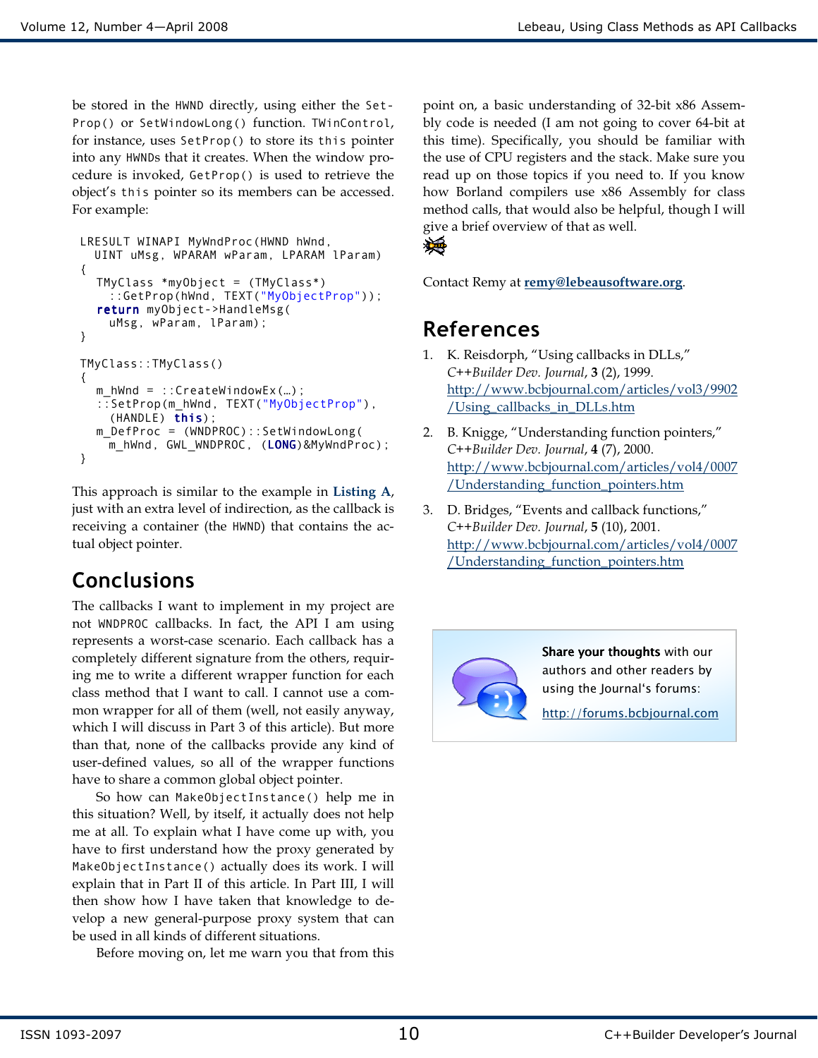be stored in the HWND directly, using either the SetProp() or SetWindowLong() function. TWinControl, for instance, uses SetProp() to store its this pointer into any HWNDs that it creates. When the window procedure is invoked, GetProp() is used to retrieve the object's this pointer so its members can be accessed. For example:

```
LRESULT WINAPI MyWndProc(HWND hWnd,
  UINT uMsg, WPARAM wParam, LPARAM lParam)
{
   TMyClass *myObject = (TMyClass*)
     ::GetProp(hWnd, TEXT("MyObjectProp"));
   return myObject->HandleMsg(
     uMsg, wParam, lParam);
}

TMyClass::TMyClass()
{
   m_hWnd = ::CreateWindowEx(…);
   ::SetProp(m_hWnd, TEXT("MyObjectProp"),
     (HANDLE) this);
   m_DefProc = (WNDPROC)::SetWindowLong(
     m_hWnd, GWL_WNDPROC, (LONG)&MyWndProc);
}
```

This approach is similar to the example in **Listing A**, just with an extra level of indirection, as the callback is receiving a container (the HWND) that contains the actual object pointer.

## Conclusions

The callbacks I want to implement in my project are not WNDPROC callbacks. In fact, the API I am using represents a worst-case scenario. Each callback has a completely different signature from the others, requiring me to write a different wrapper function for each class method that I want to call. I cannot use a common wrapper for all of them (well, not easily anyway, which I will discuss in Part 3 of this article). But more than that, none of the callbacks provide any kind of user-defined values, so all of the wrapper functions have to share a common global object pointer.

So how can MakeObjectInstance() help me in this situation? Well, by itself, it actually does not help me at all. To explain what I have come up with, you have to first understand how the proxy generated by MakeObjectInstance() actually does its work. I will explain that in Part II of this article. In Part III, I will then show how I have taken that knowledge to develop a new general-purpose proxy system that can be used in all kinds of different situations.

Before moving on, let me warn you that from this point on, a basic understanding of 32-bit x86 Assembly code is needed (I am not going to cover 64-bit at this time). Specifically, you should be familiar with the use of CPU registers and the stack. Make sure you read up on those topics if you need to. If you know how Borland compilers use x86 Assembly for class method calls, that would also be helpful, though I will give a brief overview of that as well.

Contact Remy at **remy@lebeausoftware.org**.

## References

1. K. Reisdorph, "Using callbacks in DLLs," *C++Builder Dev. Journal*, **3** (2), 1999. http://www.bcbjournal.com/articles/vol3/9902/Using_callbacks_in_DLLs.htm
2. B. Knigge, "Understanding function pointers," *C++Builder Dev. Journal*, **4** (7), 2000. http://www.bcbjournal.com/articles/vol4/0007/Understanding_function_pointers.htm
3. D. Bridges, "Events and callback functions," *C++Builder Dev. Journal*, **5** (10), 2001. http://www.bcbjournal.com/articles/vol4/0007/Understanding_function_pointers.htm

**Share your thoughts** with our authors and other readers by using the Journal's forums: http://forums.bcbjournal.com